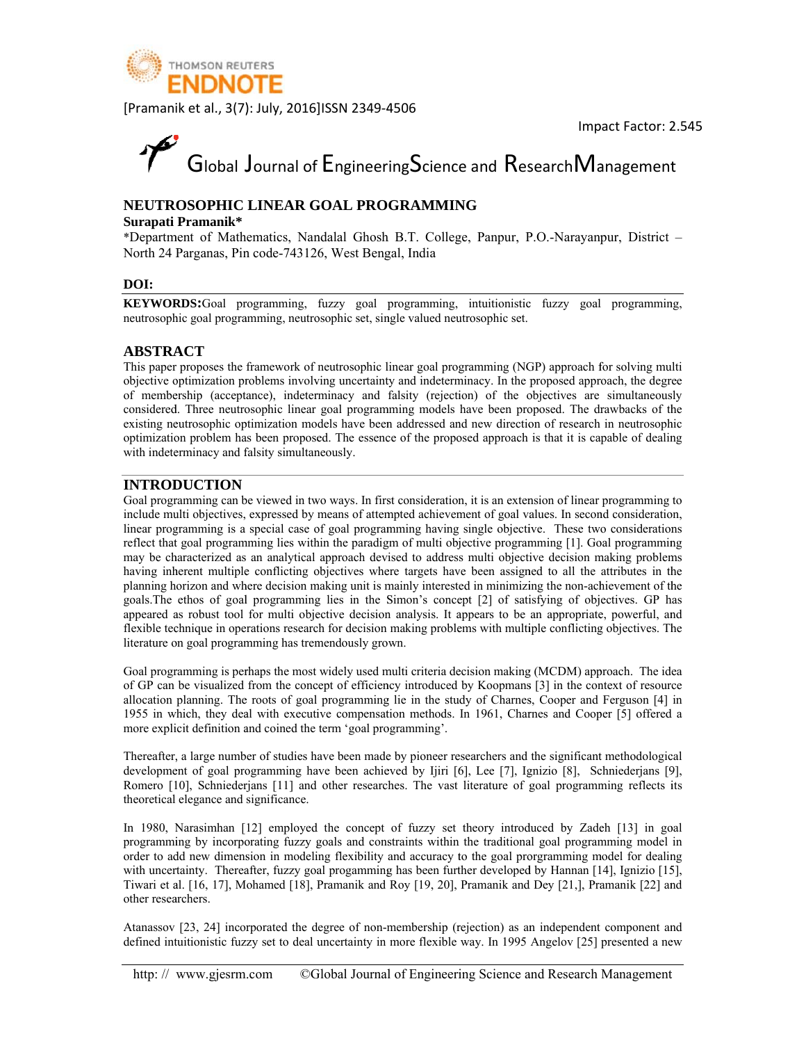# NEUTROSOPHIC LINEAR GOAL PROGRAMMING

**Surapati Pramanik***

*Department of Mathematics, Nandalal Ghosh B.T. College, Panpur, P.O.-Narayanpur, District – North 24 Parganas, Pin code-743126, West Bengal, India

**DOI:**

**KEYWORDS:** Goal programming, fuzzy goal programming, intuitionistic fuzzy goal programming, neutrosophic goal programming, neutrosophic set, single valued neutrosophic set.

## ABSTRACT

This paper proposes the framework of neutrosophic linear goal programming (NGP) approach for solving multi objective optimization problems involving uncertainty and indeterminacy. In the proposed approach, the degree of membership (acceptance), indeterminacy and falsity (rejection) of the objectives are simultaneously considered. Three neutrosophic linear goal programming models have been proposed. The drawbacks of the existing neutrosophic optimization models have been addressed and new direction of research in neutrosophic optimization problem has been proposed. The essence of the proposed approach is that it is capable of dealing with indeterminacy and falsity simultaneously.

## INTRODUCTION

Goal programming can be viewed in two ways. In first consideration, it is an extension of linear programming to include multi objectives, expressed by means of attempted achievement of goal values. In second consideration, linear programming is a special case of goal programming having single objective. These two considerations reflect that goal programming lies within the paradigm of multi objective programming [1]. Goal programming may be characterized as an analytical approach devised to address multi objective decision making problems having inherent multiple conflicting objectives where targets have been assigned to all the attributes in the planning horizon and where decision making unit is mainly interested in minimizing the non-achievement of the goals.The ethos of goal programming lies in the Simon's concept [2] of satisfying of objectives. GP has appeared as robust tool for multi objective decision analysis. It appears to be an appropriate, powerful, and flexible technique in operations research for decision making problems with multiple conflicting objectives. The literature on goal programming has tremendously grown.

Goal programming is perhaps the most widely used multi criteria decision making (MCDM) approach. The idea of GP can be visualized from the concept of efficiency introduced by Koopmans [3] in the context of resource allocation planning. The roots of goal programming lie in the study of Charnes, Cooper and Ferguson [4] in 1955 in which, they deal with executive compensation methods. In 1961, Charnes and Cooper [5] offered a more explicit definition and coined the term 'goal programming'.

Thereafter, a large number of studies have been made by pioneer researchers and the significant methodological development of goal programming have been achieved by Ijiri [6], Lee [7], Ignizio [8], Schniederjans [9], Romero [10], Schniederjans [11] and other researches. The vast literature of goal programming reflects its theoretical elegance and significance.

In 1980, Narasimhan [12] employed the concept of fuzzy set theory introduced by Zadeh [13] in goal programming by incorporating fuzzy goals and constraints within the traditional goal programming model in order to add new dimension in modeling flexibility and accuracy to the goal prorgramming model for dealing with uncertainty. Thereafter, fuzzy goal progamming has been further developed by Hannan [14], Ignizio [15], Tiwari et al. [16, 17], Mohamed [18], Pramanik and Roy [19, 20], Pramanik and Dey [21,], Pramanik [22] and other researchers.

Atanassov [23, 24] incorporated the degree of non-membership (rejection) as an independent component and defined intuitionistic fuzzy set to deal uncertainty in more flexible way. In 1995 Angelov [25] presented a new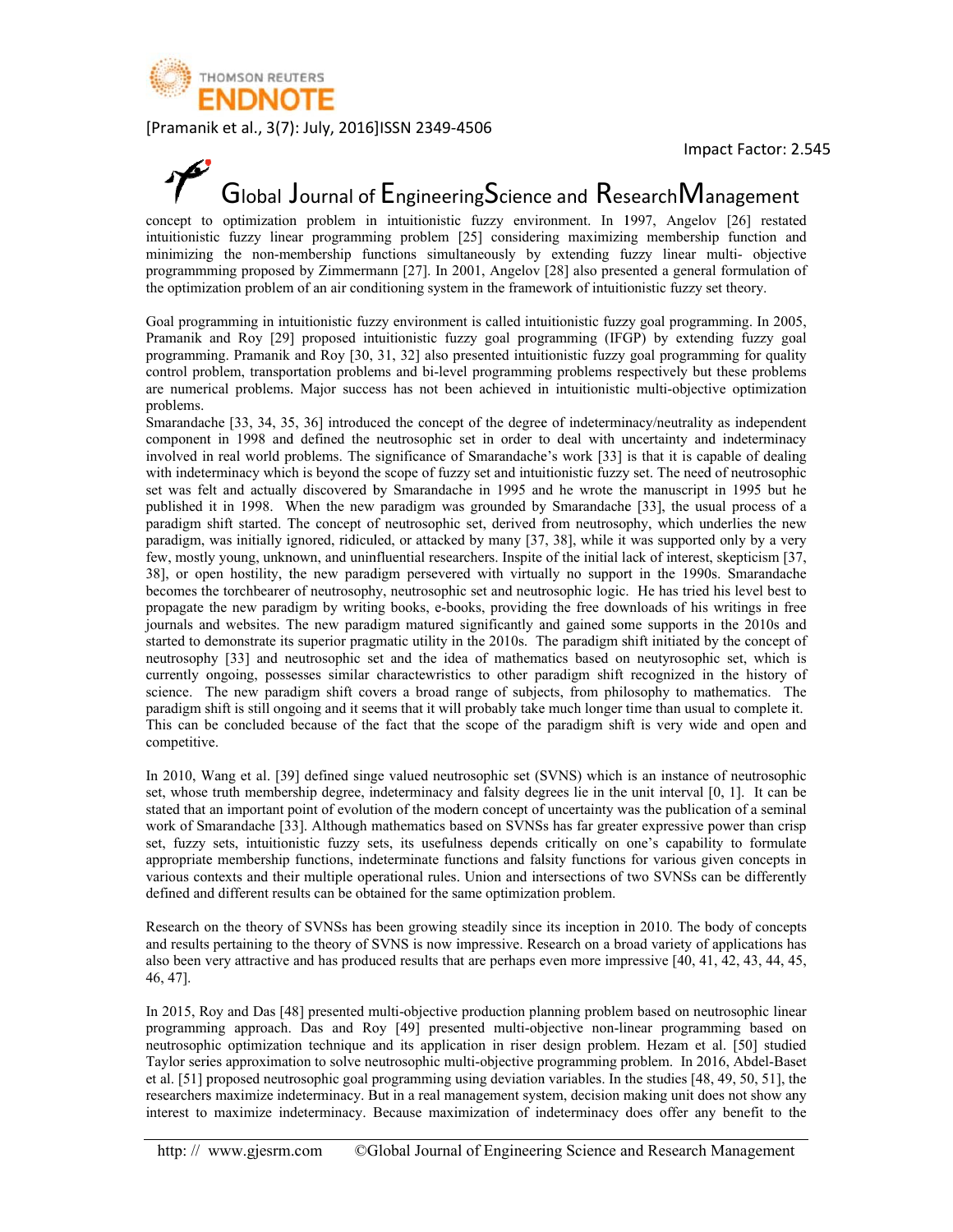concept to optimization problem in intuitionistic fuzzy environment. In 1997, Angelov [26] restated intuitionistic fuzzy linear programming problem [25] considering maximizing membership function and minimizing the non-membership functions simultaneously by extending fuzzy linear multi- objective programmming proposed by Zimmermann [27]. In 2001, Angelov [28] also presented a general formulation of the optimization problem of an air conditioning system in the framework of intuitionistic fuzzy set theory.

Goal programming in intuitionistic fuzzy environment is called intuitionistic fuzzy goal programming. In 2005, Pramanik and Roy [29] proposed intuitionistic fuzzy goal programming (IFGP) by extending fuzzy goal programming. Pramanik and Roy [30, 31, 32] also presented intuitionistic fuzzy goal programming for quality control problem, transportation problems and bi-level programming problems respectively but these problems are numerical problems. Major success has not been achieved in intuitionistic multi-objective optimization problems.

Smarandache [33, 34, 35, 36] introduced the concept of the degree of indeterminacy/neutrality as independent component in 1998 and defined the neutrosophic set in order to deal with uncertainty and indeterminancy involved in real world problems. The significance of Smarandache's work [33] is that it is capable of dealing with indeterminacy which is beyond the scope of fuzzy set and intuitionistic fuzzy set. The need of neutrosophic set was felt and actually discovered by Smarandache in 1995 and he wrote the manuscript in 1995 but he published it in 1998. When the new paradigm was grounded by Smarandache [33], the usual process of a paradigm shift started. The concept of neutrosophic set, derived from neutrosophy, which underlies the new paradigm, was initially ignored, ridiculed, or attacked by many [37, 38], while it was supported only by a very few, mostly young, unknown, and uninfluential researchers. Inspite of the initial lack of interest, skepticism [37, 38], or open hostility, the new paradigm persevered with virtually no support in the 1990s. Smarandache becomes the torchbearer of neutrosophy, neutrosophic set and neutrosophic logic. He has tried his level best to propagate the new paradigm by writing books, e-books, providing the free downloads of his writings in free journals and websites. The new paradigm matured significantly and gained some supports in the 2010s and started to demonstrate its superior pragmatic utility in the 2010s. The paradigm shift initiated by the concept of neutrosophy [33] and neutrosophic set and the idea of mathematics based on neutyrosophic set, which is currently ongoing, possesses similar charactewristics to other paradigm shift recognized in the history of science. The new paradigm shift covers a broad range of subjects, from philosophy to mathematics. The paradigm shift is still ongoing and it seems that it will probably take much longer time than usual to complete it. This can be concluded because of the fact that the scope of the paradigm shift is very wide and open and competitive.

In 2010, Wang et al. [39] defined singe valued neutrosophic set (SVNS) which is an instance of neutrosophic set, whose truth membership degree, indeterminacy and falsity degrees lie in the unit interval [0, 1]. It can be stated that an important point of evolution of the modern concept of uncertainty was the publication of a seminal work of Smarandache [33]. Although mathematics based on SVNSs has far greater expressive power than crisp set, fuzzy sets, intuitionistic fuzzy sets, its usefulness depends critically on one's capability to formulate appropriate membership functions, indeterminate functions and falsity functions for various given concepts in various contexts and their multiple operational rules. Union and intersections of two SVNSs can be differently defined and different results can be obtained for the same optimization problem.

Research on the theory of SVNSs has been growing steadily since its inception in 2010. The body of concepts and results pertaining to the theory of SVNS is now impressive. Research on a broad variety of applications has also been very attractive and has produced results that are perhaps even more impressive [40, 41, 42, 43, 44, 45, 46, 47].

In 2015, Roy and Das [48] presented multi-objective production planning problem based on neutrosophic linear programming approach. Das and Roy [49] presented multi-objective non-linear programming based on neutrosophic optimization technique and its application in riser design problem. Hezam et al. [50] studied Taylor series approximation to solve neutrosophic multi-objective programming problem. In 2016, Abdel-Baset et al. [51] proposed neutrosophic goal programming using deviation variables. In the studies [48, 49, 50, 51], the researchers maximize indeterminacy. But in a real management system, decision making unit does not show any interest to maximize indeterminacy. Because maximization of indeterminacy does offer any benefit to the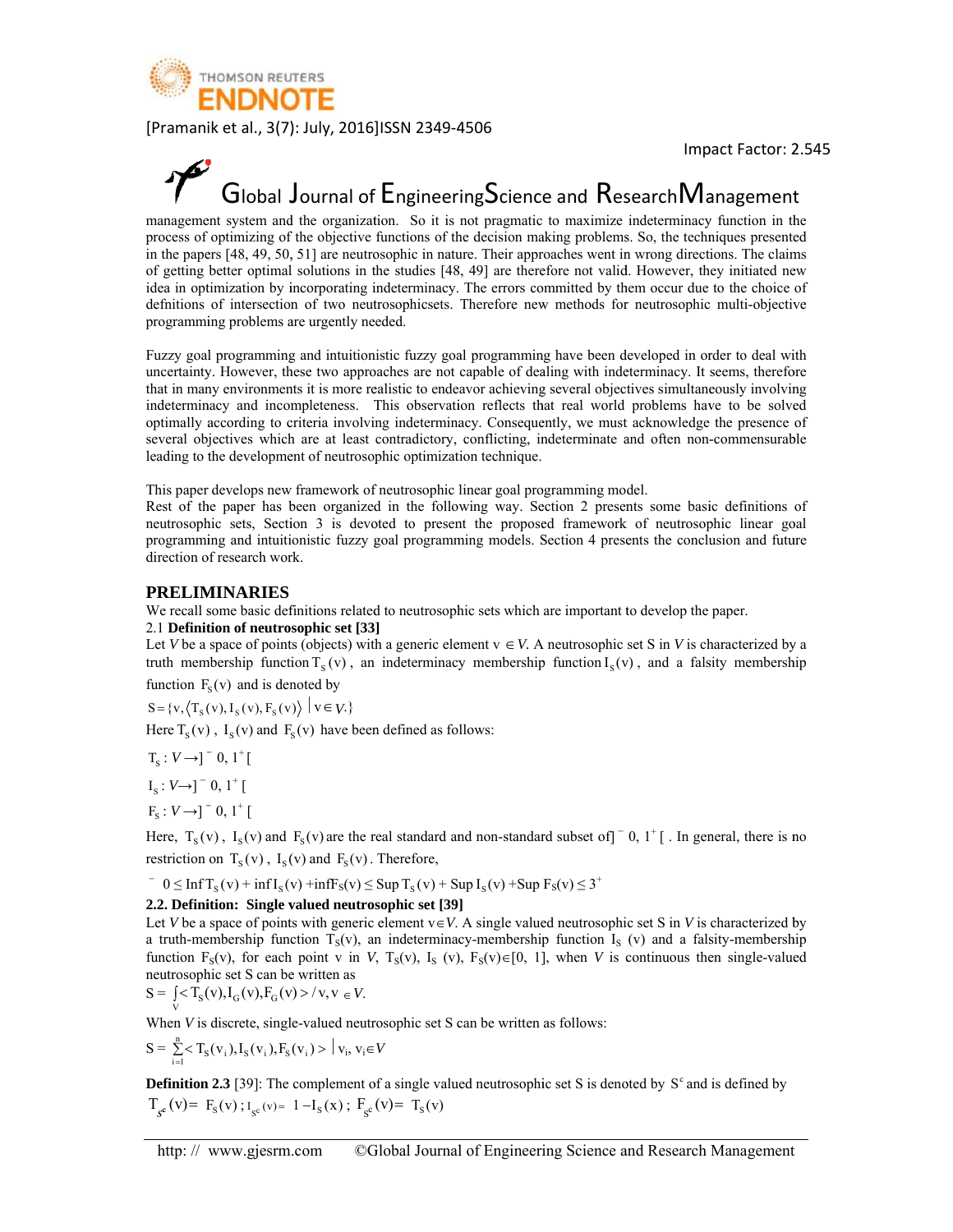management system and the organization. So it is not pragmatic to maximize indeterminacy function in the process of optimizing of the objective functions of the decision making problems. So, the techniques presented in the papers [48, 49, 50, 51] are neutrosophic in nature. Their approaches went in wrong directions. The claims of getting better optimal solutions in the studies [48, 49] are therefore not valid. However, they initiated new idea in optimization by incorporating indeterminacy. The errors committed by them occur due to the choice of defnitions of intersection of two neutrosophicsets. Therefore new methods for neutrosophic multi-objective programming problems are urgently needed.

Fuzzy goal programming and intuitionistic fuzzy goal programming have been developed in order to deal with uncertainty. However, these two approaches are not capable of dealing with indeterminacy. It seems, therefore that in many environments it is more realistic to endeavor achieving several objectives simultaneously involving indeterminacy and incompleteness. This observation reflects that real world problems have to be solved optimally according to criteria involving indeterminacy. Consequently, we must acknowledge the presence of several objectives which are at least contradictory, conflicting, indeterminate and often non-commensurable leading to the development of neutrosophic optimization technique.

This paper develops new framework of neutrosophic linear goal programming model.
Rest of the paper has been organized in the following way. Section 2 presents some basic definitions of neutrosophic sets, Section 3 is devoted to present the proposed framework of neutrosophic linear goal programming and intuitionistic fuzzy goal programming models. Section 4 presents the conclusion and future direction of research work.

## PRELIMINARIES

We recall some basic definitions related to neutrosophic sets which are important to develop the paper.

2.1 **Definition of neutrosophic set [33]**

Let $V$ be a space of points (objects) with a generic element $v \in V$. A neutrosophic set S in $V$ is characterized by a truth membership function $T_S(v)$, an indeterminacy membership function $I_S(v)$, and a falsity membership function $F_S(v)$ and is denoted by

$S = \{v, \langle T_S(v), I_S(v), F_S(v) \rangle \mid v \in V.\}$

Here $T_S(v)$, $I_S(v)$ and $F_S(v)$ have been defined as follows:

$T_S : V \rightarrow ]^-0, 1^+[$

$I_S : V \rightarrow ]^-0, 1^+[$

$F_S : V \rightarrow ]^-0, 1^+[$

Here, $T_S(v)$, $I_S(v)$ and $F_S(v)$ are the real standard and non-standard subset of $]^-0, 1^+[$. In general, there is no restriction on $T_S(v)$, $I_S(v)$ and $F_S(v)$. Therefore,

$^-0 \leq \text{Inf}\, T_S(v) + \inf I_S(v) + \inf F_S(v) \leq \text{Sup}\, T_S(v) + \text{Sup}\, I_S(v) + \text{Sup}\, F_S(v) \leq 3^+$

**2.2. Definition: Single valued neutrosophic set [39]**

Let $V$ be a space of points with generic element $v \in V$. A single valued neutrosophic set S in $V$ is characterized by a truth-membership function $T_S(v)$, an indeterminacy-membership function $I_S(v)$ and a falsity-membership function $F_S(v)$, for each point v in $V$, $T_S(v)$, $I_S(v)$, $F_S(v) \in [0, 1]$, when $V$ is continuous then single-valued neutrosophic set S can be written as

$S = \int_V < T_S(v), I_G(v), F_G(v) > / v, v \in V.$

When $V$ is discrete, single-valued neutrosophic set S can be written as follows:

$S = \sum_{i=1}^{n} < T_S(v_i), I_S(v_i), F_S(v_i) > \mid v_i, v_i \in V$

**Definition 2.3** [39]: The complement of a single valued neutrosophic set S is denoted by $S^c$ and is defined by

$T_{S^c}(v) = F_S(v)$; $I_{S^c}(v) = 1 - I_S(x)$; $F_{S^c}(v) = T_S(v)$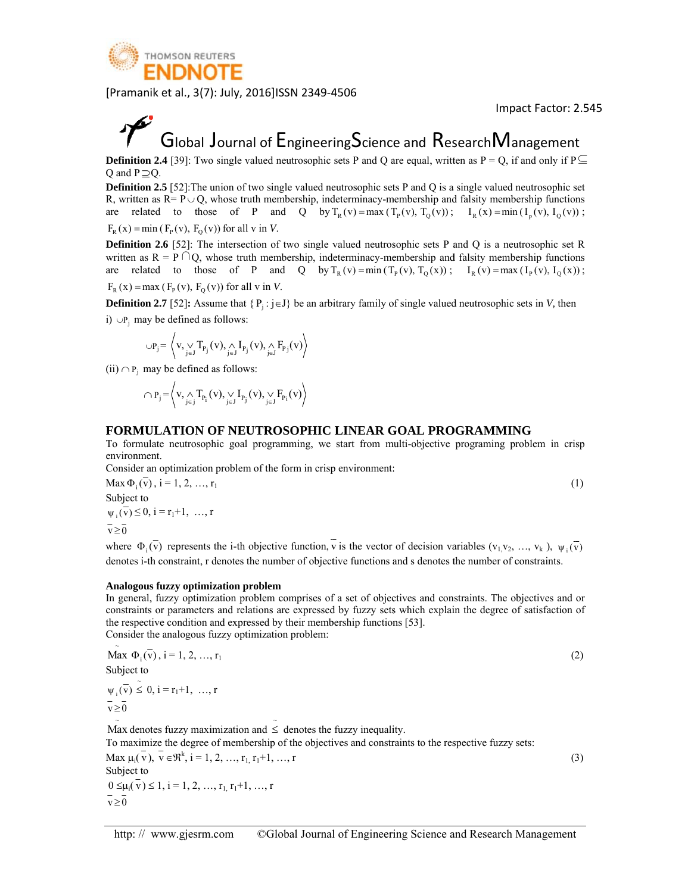**Definition 2.4** [39]: Two single valued neutrosophic sets P and Q are equal, written as P = Q, if and only if $P \subseteq Q$ and $P \supseteq Q$.

**Definition 2.5** [52]:The union of two single valued neutrosophic sets P and Q is a single valued neutrosophic set R, written as $R = P \cup Q$, whose truth membership, indeterminacy-membership and falsity membership functions are related to those of P and Q by $T_R(v) = \max(T_P(v), T_Q(v))$; $I_R(x) = \min(I_p(v), I_Q(v))$; $F_R(x) = \min(F_P(v), F_Q(v))$ for all v in *V*.

**Definition 2.6** [52]: The intersection of two single valued neutrosophic sets P and Q is a neutrosophic set R written as $R = P \cap Q$, whose truth membership, indeterminacy-membership and falsity membership functions are related to those of P and Q by $T_R(v) = \min(T_P(v), T_Q(x))$; $I_R(v) = \max(I_P(v), I_Q(x))$; $F_R(x) = \max(F_P(v), F_Q(v))$ for all v in *V*.

**Definition 2.7** [52]**:** Assume that $\{P_j : j \in J\}$ be an arbitrary family of single valued neutrosophic sets in *V*, then

i) $\cup P_j$ may be defined as follows:

$$\cup P_j = \left\langle v, \vee_{j \in J} T_{P_j}(v), \wedge_{j \in J} I_{P_j}(v), \wedge_{j \in J} F_{P_j}(v) \right\rangle$$

(ii) $\cap P_j$ may be defined as follows:

$$\cap P_j = \left\langle v, \wedge_{j \in j} T_{P_j}(v), \vee_{j \in J} I_{P_j}(v), \vee_{j \in J} F_{P_j}(v) \right\rangle$$

## FORMULATION OF NEUTROSOPHIC LINEAR GOAL PROGRAMMING

To formulate neutrosophic goal programming, we start from multi-objective programing problem in crisp environment.

Consider an optimization problem of the form in crisp environment:

$$\text{Max } \Phi_i(\bar{v}),\ i = 1, 2, \ldots, r_1 \tag{1}$$

Subject to

$\psi_i(\bar{v}) \le 0,\ i = r_1+1, \ \ldots, r$

$\bar{v} \ge \bar{0}$

where $\Phi_i(\bar{v})$ represents the i-th objective function, $\bar{v}$ is the vector of decision variables $(v_1, v_2, \ldots, v_k)$, $\psi_i(\bar{v})$ denotes i-th constraint, r denotes the number of objective functions and s denotes the number of constraints.

### Analogous fuzzy optimization problem

In general, fuzzy optimization problem comprises of a set of objectives and constraints. The objectives and or constraints or parameters and relations are expressed by fuzzy sets which explain the degree of satisfaction of the respective condition and expressed by their membership functions [53].

Consider the analogous fuzzy optimization problem:

$$\widetilde{\text{Max}}\ \Phi_i(\bar{v}),\ i = 1, 2, \ldots, r_1 \tag{2}$$

Subject to

$\psi_i(\bar{v}) \ \tilde{\le}\ 0,\ i = r_1+1, \ \ldots, r$

$\bar{v} \ge \bar{0}$

$\widetilde{\text{Max}}$ denotes fuzzy maximization and $\tilde{\le}$ denotes the fuzzy inequality.

To maximize the degree of membership of the objectives and constraints to the respective fuzzy sets:

$$\text{Max } \mu_i(\bar{v}),\ \bar{v} \in \Re^k,\ i = 1, 2, \ldots, r_1, r_1+1, \ldots, r \tag{3}$$

Subject to

$0 \le \mu_i(\bar{v}) \le 1,\ i = 1, 2, \ldots, r_1, r_1+1, \ldots, r$

$\bar{v} \ge \bar{0}$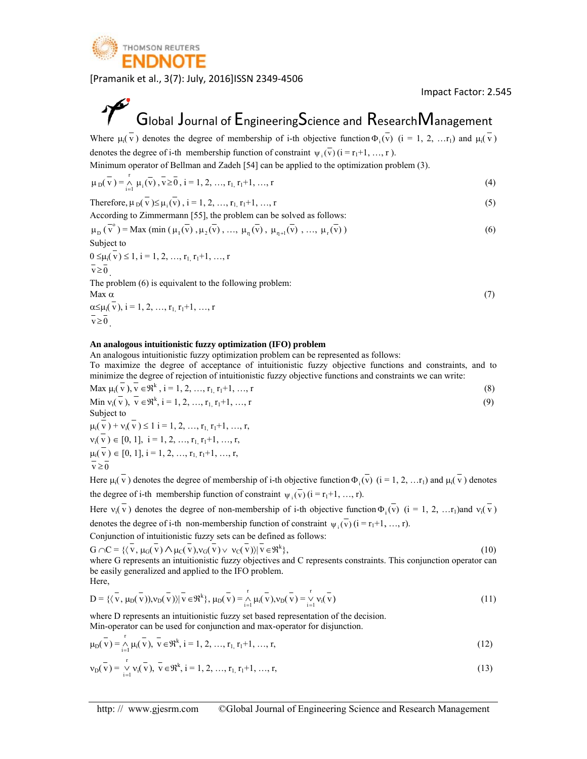Where $\mu_i(\bar{v})$ denotes the degree of membership of i-th objective function $\Phi_i(\bar{v})$ (i = 1, 2, …$r_1$) and $\mu_i(\bar{v})$ denotes the degree of i-th membership function of constraint $\psi_i(\bar{v})$ (i = $r_1$+1, …, r ).

Minimum operator of Bellman and Zadeh [54] can be applied to the optimization problem (3).

$$\mu_D(\bar{v}) = \mathop{\wedge}_{i=1}^{r} \mu_i(\bar{v}), \bar{v} \geq \bar{0}, i = 1, 2, \ldots, r_1, r_1+1, \ldots, r \tag{4}$$

Therefore, $\mu_D(\bar{v}) \leq \mu_i(\bar{v})$, i = 1, 2, …, $r_1$, $r_1$+1, …, r (5)

According to Zimmermann [55], the problem can be solved as follows:

$$\mu_D(\bar{v}^o) = \text{Max}\,(\min(\mu_1(\bar{v}), \mu_2(\bar{v}), \ldots, \mu_{r_1}(\bar{v}), \mu_{r_1+1}(\bar{v}), \ldots, \mu_r(\bar{v})) \tag{6}$$

Subject to

$0 \leq \mu_i(\bar{v}) \leq 1$, i = 1, 2, …, $r_1$, $r_1$+1, …, r

$\bar{v} \geq \bar{0}$.

The problem (6) is equivalent to the following problem:

Max $\alpha$ (7)

$\alpha \leq \mu_i(\bar{v})$, i = 1, 2, …, $r_1$, $r_1$+1, …, r

$\bar{v} \geq \bar{0}$.

**An analogous intuitionistic fuzzy optimization (IFO) problem**

An analogous intuitionistic fuzzy optimization problem can be represented as follows:

To maximize the degree of acceptance of intuitionistic fuzzy objective functions and constraints, and to minimize the degree of rejection of intuitionistic fuzzy objective functions and constraints we can write:

Max $\mu_i(\bar{v})$, $\bar{v} \in \Re^k$, i = 1, 2, …, $r_1$, $r_1$+1, …, r (8)

Min $\nu_i(\bar{v})$, $\bar{v} \in \Re^k$, i = 1, 2, …, $r_1$, $r_1$+1, …, r (9)

Subject to

$\mu_i(\bar{v}) + \nu_i(\bar{v}) \leq 1$ i = 1, 2, …, $r_1$, $r_1$+1, …, r,

$\nu_i(\bar{v}) \in [0, 1]$, i = 1, 2, …, $r_1$, $r_1$+1, …, r,

$\mu_i(\bar{v}) \in [0, 1]$, i = 1, 2, …, $r_1$, $r_1$+1, …, r,

$\bar{v} \geq \bar{0}$

Here $\mu_i(\bar{v})$ denotes the degree of membership of i-th objective function $\Phi_i(\bar{v})$ (i = 1, 2, …$r_1$) and $\mu_i(\bar{v})$ denotes the degree of i-th membership function of constraint $\psi_i(\bar{v})$ (i = $r_1$+1, …, r).

Here $\nu_i(\bar{v})$ denotes the degree of non-membership of i-th objective function $\Phi_i(\bar{v})$ (i = 1, 2, …$r_1$)and $\nu_i(\bar{v})$ denotes the degree of i-th non-membership function of constraint $\psi_i(\bar{v})$ (i = $r_1$+1, …, r).

Conjunction of intuitionistic fuzzy sets can be defined as follows:

$$G \cap C = \{\langle \bar{v}, \mu_G(\bar{v}) \wedge \mu_C(\bar{v}), \nu_G(\bar{v}) \vee \nu_C(\bar{v})\rangle | \bar{v} \in \Re^k\}, \tag{10}$$

where G represents an intuitionistic fuzzy objectives and C represents constraints. This conjunction operator can be easily generalized and applied to the IFO problem.

Here,

$$D = \{\langle \bar{v}, \mu_D(\bar{v})), \nu_D(\bar{v})\rangle | \bar{v} \in \Re^k\}, \mu_D(\bar{v}) = \mathop{\wedge}_{i=1}^{r} \mu_i(\bar{v}), \nu_D(\bar{v}) = \mathop{\vee}_{i=1}^{r} \nu_i(\bar{v}) \tag{11}$$

where D represents an intuitionistic fuzzy set based representation of the decision.

Min-operator can be used for conjunction and max-operator for disjunction.

$$\mu_D(\bar{v}) = \mathop{\wedge}_{i=1}^{r} \mu_i(\bar{v}),\ \bar{v} \in \Re^k, i = 1, 2, \ldots, r_1, r_1+1, \ldots, r, \tag{12}$$

$$\nu_D(\bar{v}) = \mathop{\vee}_{i=1}^{r} \nu_i(\bar{v}),\ \bar{v} \in \Re^k, i = 1, 2, \ldots, r_1, r_1+1, \ldots, r, \tag{13}$$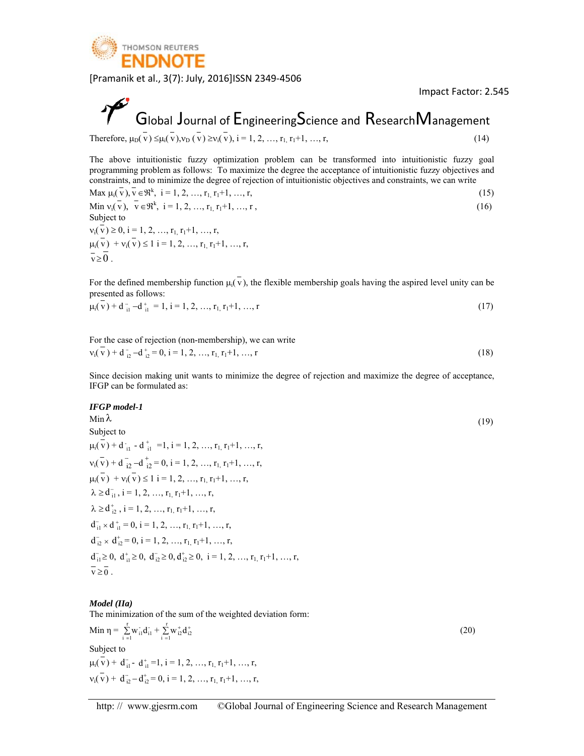Therefore, $\mu_D(\bar{v}) \leq \mu_i(\bar{v}), \nu_D(\bar{v}) \geq \nu_i(\bar{v})$, $i = 1, 2, \ldots, r_1, r_1+1, \ldots, r$, (14)

The above intuitionistic fuzzy optimization problem can be transformed into intuitionistic fuzzy goal programming problem as follows: To maximize the degree the acceptance of intuitionistic fuzzy objectives and constraints, and to minimize the degree of rejection of intuitionistic objectives and constraints, we can write

$$\text{Max } \mu_i(\bar{v}), \bar{v} \in \Re^k, \; i = 1, 2, \ldots, r_1, r_1+1, \ldots, r, \tag{15}$$

$$\text{Min } \nu_i(\bar{v}), \; \bar{v} \in \Re^k, \; i = 1, 2, \ldots, r_1, r_1+1, \ldots, r, \tag{16}$$

Subject to

$\nu_i(\bar{v}) \geq 0$, $i = 1, 2, \ldots, r_1, r_1+1, \ldots, r$,

$\mu_i(\bar{v}) + \nu_i(\bar{v}) \leq 1$ $i = 1, 2, \ldots, r_1, r_1+1, \ldots, r$,

$\bar{v} \geq \bar{0}$.

For the defined membership function $\mu_i(\bar{v})$, the flexible membership goals having the aspired level unity can be presented as follows:

$$\mu_i(\bar{v}) + d_{i1}^- - d_{i1}^+ = 1, \; i = 1, 2, \ldots, r_1, r_1+1, \ldots, r \tag{17}$$

For the case of rejection (non-membership), we can write

$$\nu_i(\bar{v}) + d_{i2}^- - d_{i2}^+ = 0, \; i = 1, 2, \ldots, r_1, r_1+1, \ldots, r \tag{18}$$

Since decision making unit wants to minimize the degree of rejection and maximize the degree of acceptance, IFGP can be formulated as:

***IFGP model-1***

$$\text{Min } \lambda \tag{19}$$

Subject to

$\mu_i(\bar{v}) + d_{i1}^- - d_{i1}^+ = 1$, $i = 1, 2, \ldots, r_1, r_1+1, \ldots, r$,

$\nu_i(\bar{v}) + d_{i2}^- - d_{i2}^+ = 0$, $i = 1, 2, \ldots, r_1, r_1+1, \ldots, r$,

$\mu_i(\bar{v}) + \nu_i(\bar{v}) \leq 1$ $i = 1, 2, \ldots, r_1, r_1+1, \ldots, r$,

$\lambda \geq d_{i1}^-$, $i = 1, 2, \ldots, r_1, r_1+1, \ldots, r$,

$\lambda \geq d_{i2}^+$, $i = 1, 2, \ldots, r_1, r_1+1, \ldots, r$,

$d_{i1}^- \times d_{i1}^+ = 0$, $i = 1, 2, \ldots, r_1, r_1+1, \ldots, r$,

$d_{i2}^- \times d_{i2}^+ = 0$, $i = 1, 2, \ldots, r_1, r_1+1, \ldots, r$,

$d_{i1}^- \geq 0$, $d_{i1}^+ \geq 0$, $d_{i2}^- \geq 0$, $d_{i2}^+ \geq 0$, $i = 1, 2, \ldots, r_1, r_1+1, \ldots, r$,

$\bar{v} \geq \bar{0}$.

***Model (IIa)***

The minimization of the sum of the weighted deviation form:

$$\text{Min } \eta = \sum_{i=1}^{r} w_{i1}^- d_{i1}^- + \sum_{i=1}^{r} w_{i2}^+ d_{i2}^+ \tag{20}$$

Subject to

$\mu_i(\bar{v}) + d_{i1}^- - d_{i1}^+ = 1$, $i = 1, 2, \ldots, r_1, r_1+1, \ldots, r$,

$\nu_i(\bar{v}) + d_{i2}^- - d_{i2}^+ = 0$, $i = 1, 2, \ldots, r_1, r_1+1, \ldots, r$,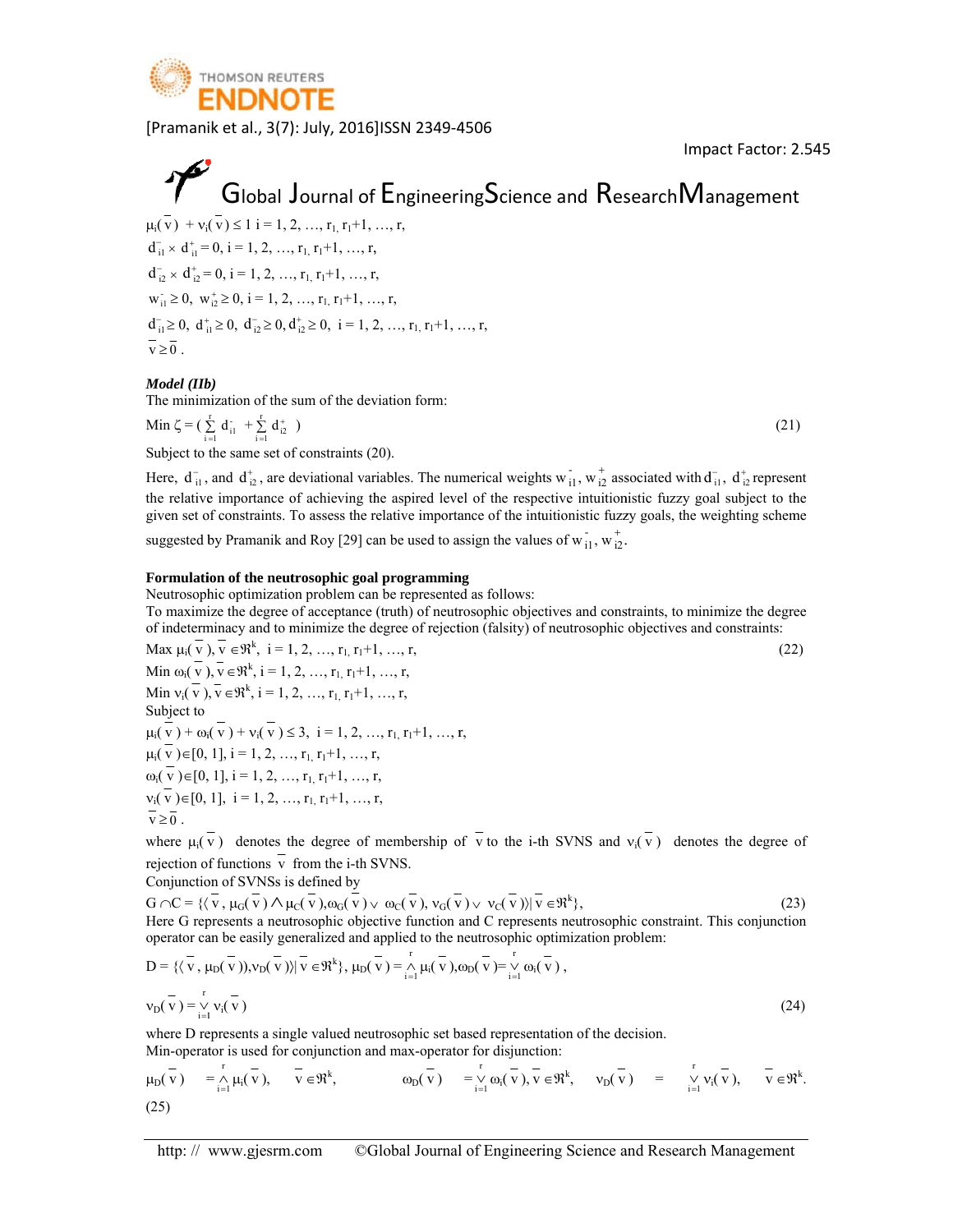$\mu_i(\overline{v}) + \nu_i(\overline{v}) \leq 1$ i = 1, 2, …, $r_1$, $r_1$+1, …, r,

$d^-_{i1} \times d^+_{i1} = 0$, i = 1, 2, …, $r_1$, $r_1$+1, …, r,

$d^-_{i2} \times d^+_{i2} = 0$, i = 1, 2, …, $r_1$, $r_1$+1, …, r,

$w^-_{i1} \geq 0$, $w^+_{i2} \geq 0$, i = 1, 2, …, $r_1$, $r_1$+1, …, r,

$d^-_{i1} \geq 0$, $d^+_{i1} \geq 0$, $d^-_{i2} \geq 0$, $d^+_{i2} \geq 0$, i = 1, 2, …, $r_1$, $r_1$+1, …, r,

$\overline{v} \geq \overline{0}$.

***Model (IIb)***

The minimization of the sum of the deviation form:

$$\text{Min } \zeta = \left( \sum_{i=1}^{r} d^-_{i1} + \sum_{i=1}^{r} d^+_{i2} \right) \tag{21}$$

Subject to the same set of constraints (20).

Here, $d^-_{i1}$, and $d^+_{i2}$, are deviational variables. The numerical weights $w^-_{i1}$, $w^+_{i2}$ associated with $d^-_{i1}$, $d^+_{i2}$ represent the relative importance of achieving the aspired level of the respective intuitionistic fuzzy goal subject to the given set of constraints. To assess the relative importance of the intuitionistic fuzzy goals, the weighting scheme suggested by Pramanik and Roy [29] can be used to assign the values of $w^-_{i1}$, $w^+_{i2}$.

**Formulation of the neutrosophic goal programming**

Neutrosophic optimization problem can be represented as follows:

To maximize the degree of acceptance (truth) of neutrosophic objectives and constraints, to minimize the degree of indeterminacy and to minimize the degree of rejection (falsity) of neutrosophic objectives and constraints:

$$\text{Max } \mu_i(\overline{v}),\ \overline{v} \in \mathfrak{R}^k,\ i = 1, 2, \ldots, r_1, r_1+1, \ldots, r, \tag{22}$$

Min $\omega_i(\overline{v})$, $\overline{v} \in \mathfrak{R}^k$, i = 1, 2, …, $r_1$, $r_1$+1, …, r,

Min $\nu_i(\overline{v})$, $\overline{v} \in \mathfrak{R}^k$, i = 1, 2, …, $r_1$, $r_1$+1, …, r,

Subject to

$\mu_i(\overline{v}) + \omega_i(\overline{v}) + \nu_i(\overline{v}) \leq 3$, i = 1, 2, …, $r_1$, $r_1$+1, …, r,

$\mu_i(\overline{v}) \in [0, 1]$, i = 1, 2, …, $r_1$, $r_1$+1, …, r,

$\omega_i(\overline{v}) \in [0, 1]$, i = 1, 2, …, $r_1$, $r_1$+1, …, r,

$\nu_i(\overline{v}) \in [0, 1]$, i = 1, 2, …, $r_1$, $r_1$+1, …, r,

$\overline{v} \geq \overline{0}$.

where $\mu_i(\overline{v})$ denotes the degree of membership of $\overline{v}$ to the i-th SVNS and $\nu_i(\overline{v})$ denotes the degree of rejection of functions $\overline{v}$ from the i-th SVNS.

Conjunction of SVNSs is defined by

$$G \cap C = \{\langle \overline{v}, \mu_G(\overline{v}) \wedge \mu_C(\overline{v}), \omega_G(\overline{v}) \vee \omega_C(\overline{v}), \nu_G(\overline{v}) \vee \nu_C(\overline{v}) \rangle | \overline{v} \in \mathfrak{R}^k\}, \tag{23}$$

Here G represents a neutrosophic objective function and C represents neutrosophic constraint. This conjunction operator can be easily generalized and applied to the neutrosophic optimization problem:

$$D = \{\langle \overline{v}, \mu_D(\overline{v})), \nu_D(\overline{v}) \rangle | \overline{v} \in \mathfrak{R}^k\},\ \mu_D(\overline{v}) = \bigwedge_{i=1}^{r} \mu_i(\overline{v}), \omega_D(\overline{v}) = \bigvee_{i=1}^{r} \omega_i(\overline{v}),$$

$$\nu_D(\overline{v}) = \bigvee_{i=1}^{r} \nu_i(\overline{v}) \tag{24}$$

where D represents a single valued neutrosophic set based representation of the decision.

Min-operator is used for conjunction and max-operator for disjunction:

$$\mu_D(\overline{v}) = \bigwedge_{i=1}^{r} \mu_i(\overline{v}),\quad \overline{v} \in \mathfrak{R}^k,\qquad \omega_D(\overline{v}) = \bigvee_{i=1}^{r} \omega_i(\overline{v}), \overline{v} \in \mathfrak{R}^k,\quad \nu_D(\overline{v}) = \bigvee_{i=1}^{r} \nu_i(\overline{v}),\quad \overline{v} \in \mathfrak{R}^k. \tag{25}$$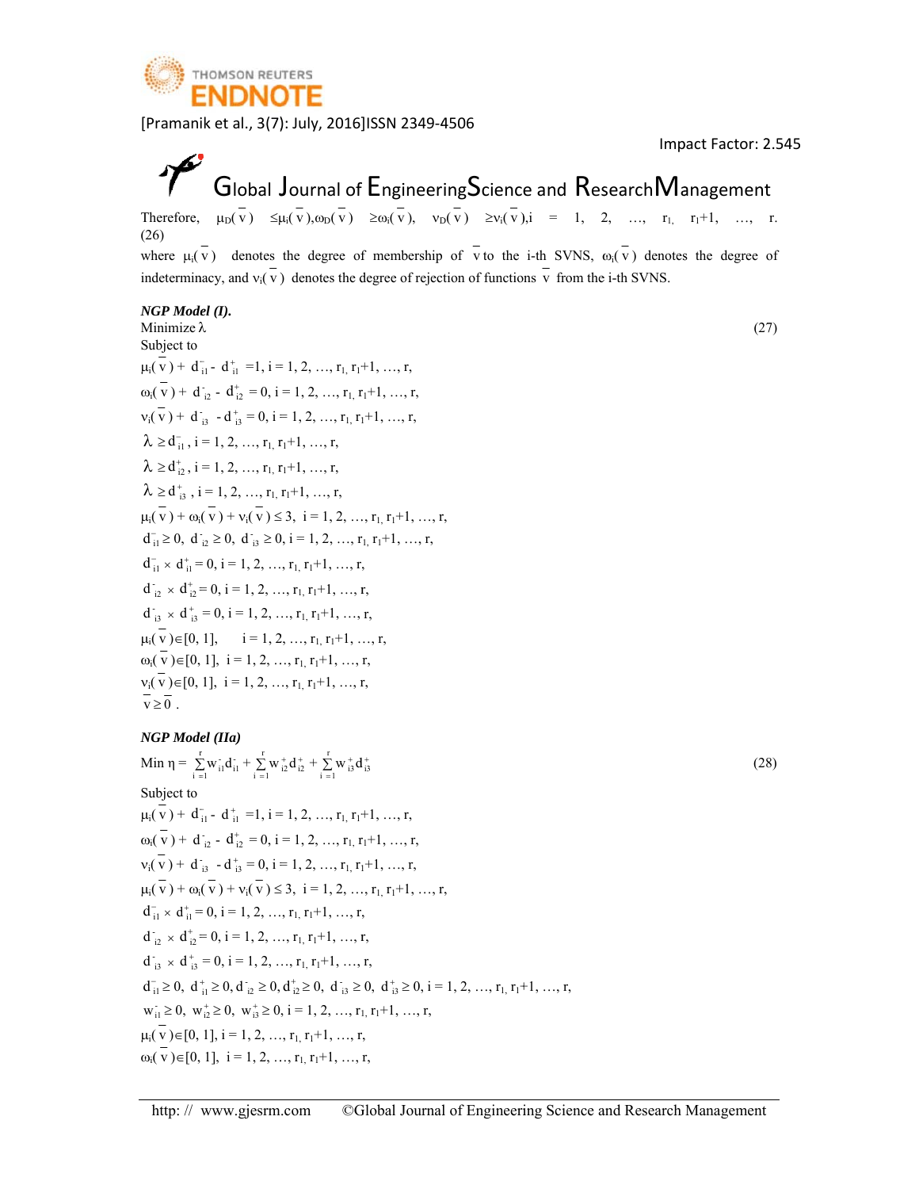Therefore, $\mu_D(\bar{v}) \le \mu_i(\bar{v}), \omega_D(\bar{v}) \ge \omega_i(\bar{v}), \nu_D(\bar{v}) \ge \nu_i(\bar{v}), i = 1, 2, \ldots, r_1, r_1+1, \ldots, r.$ (26)

where $\mu_i(\bar{v})$ denotes the degree of membership of $\bar{v}$ to the i-th SVNS, $\omega_i(\bar{v})$ denotes the degree of indeterminacy, and $\nu_i(\bar{v})$ denotes the degree of rejection of functions $\bar{v}$ from the i-th SVNS.

***NGP Model (I).***

Minimize $\lambda$ (27)

Subject to

$\mu_i(\bar{v}) + d_{i1}^- - d_{i1}^+ = 1, i = 1, 2, \ldots, r_1, r_1+1, \ldots, r,$

$\omega_i(\bar{v}) + d_{i2}^- - d_{i2}^+ = 0, i = 1, 2, \ldots, r_1, r_1+1, \ldots, r,$

$\nu_i(\bar{v}) + d_{i3}^- - d_{i3}^+ = 0, i = 1, 2, \ldots, r_1, r_1+1, \ldots, r,$

$\lambda \ge d_{i1}^-, i = 1, 2, \ldots, r_1, r_1+1, \ldots, r,$

$\lambda \ge d_{i2}^+, i = 1, 2, \ldots, r_1, r_1+1, \ldots, r,$

$\lambda \ge d_{i3}^+, i = 1, 2, \ldots, r_1, r_1+1, \ldots, r,$

$\mu_i(\bar{v}) + \omega_i(\bar{v}) + \nu_i(\bar{v}) \le 3, i = 1, 2, \ldots, r_1, r_1+1, \ldots, r,$

$d_{i1}^- \ge 0, d_{i2}^- \ge 0, d_{i3}^- \ge 0, i = 1, 2, \ldots, r_1, r_1+1, \ldots, r,$

$d_{i1}^- \times d_{i1}^+ = 0, i = 1, 2, \ldots, r_1, r_1+1, \ldots, r,$

$d_{i2}^- \times d_{i2}^+ = 0, i = 1, 2, \ldots, r_1, r_1+1, \ldots, r,$

$d_{i3}^- \times d_{i3}^+ = 0, i = 1, 2, \ldots, r_1, r_1+1, \ldots, r,$

$\mu_i(\bar{v}) \in [0, 1], i = 1, 2, \ldots, r_1, r_1+1, \ldots, r,$

$\omega_i(\bar{v}) \in [0, 1], i = 1, 2, \ldots, r_1, r_1+1, \ldots, r,$

$\nu_i(\bar{v}) \in [0, 1], i = 1, 2, \ldots, r_1, r_1+1, \ldots, r,$

$\bar{v} \ge \bar{0}$.

***NGP Model (IIa)***

$$\text{Min } \eta = \sum_{i=1}^{r} w_{i1}^- d_{i1}^- + \sum_{i=1}^{r} w_{i2}^+ d_{i2}^+ + \sum_{i=1}^{r} w_{i3}^+ d_{i3}^+ \quad (28)$$

Subject to

$\mu_i(\bar{v}) + d_{i1}^- - d_{i1}^+ = 1, i = 1, 2, \ldots, r_1, r_1+1, \ldots, r,$

$\omega_i(\bar{v}) + d_{i2}^- - d_{i2}^+ = 0, i = 1, 2, \ldots, r_1, r_1+1, \ldots, r,$

$\nu_i(\bar{v}) + d_{i3}^- - d_{i3}^+ = 0, i = 1, 2, \ldots, r_1, r_1+1, \ldots, r,$

$\mu_i(\bar{v}) + \omega_i(\bar{v}) + \nu_i(\bar{v}) \le 3, i = 1, 2, \ldots, r_1, r_1+1, \ldots, r,$

$d_{i1}^- \times d_{i1}^+ = 0, i = 1, 2, \ldots, r_1, r_1+1, \ldots, r,$

$d_{i2}^- \times d_{i2}^+ = 0, i = 1, 2, \ldots, r_1, r_1+1, \ldots, r,$

$d_{i3}^- \times d_{i3}^+ = 0, i = 1, 2, \ldots, r_1, r_1+1, \ldots, r,$

$d_{i1}^- \ge 0, d_{i1}^+ \ge 0, d_{i2}^- \ge 0, d_{i2}^+ \ge 0, d_{i3}^- \ge 0, d_{i3}^+ \ge 0, i = 1, 2, \ldots, r_1, r_1+1, \ldots, r,$

$w_{i1}^- \ge 0, w_{i2}^+ \ge 0, w_{i3}^+ \ge 0, i = 1, 2, \ldots, r_1, r_1+1, \ldots, r,$

$\mu_i(\bar{v}) \in [0, 1], i = 1, 2, \ldots, r_1, r_1+1, \ldots, r,$

$\omega_i(\bar{v}) \in [0, 1], i = 1, 2, \ldots, r_1, r_1+1, \ldots, r,$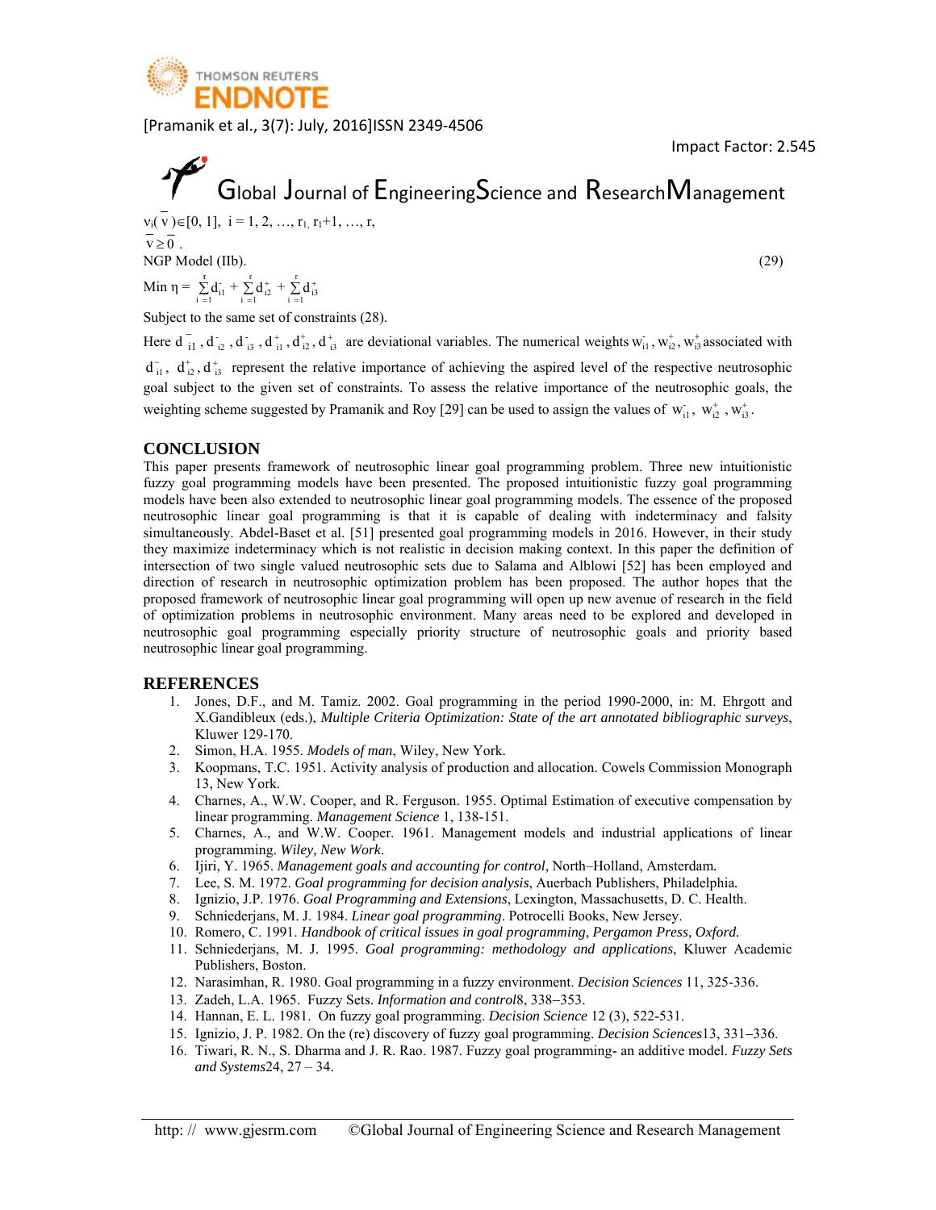$\nu_i(\bar{v}) \in [0, 1]$, $i = 1, 2, \ldots, r_1, r_1+1, \ldots, r$,

$\bar{v} \geq \bar{0}$.

NGP Model (IIb). (29)

$$\text{Min } \eta = \sum_{i=1}^{r} d_{i1}^{-} + \sum_{i=1}^{r} d_{i2}^{+} + \sum_{i=1}^{r} d_{i3}^{+}$$

Subject to the same set of constraints (28).

Here $d_{i1}^{-}, d_{i2}^{-}, d_{i3}^{-}, d_{i1}^{+}, d_{i2}^{+}, d_{i3}^{+}$ are deviational variables. The numerical weights $w_{i1}^{-}, w_{i2}^{+}, w_{i3}^{+}$ associated with $d_{i1}^{-}, d_{i2}^{+}, d_{i3}^{+}$ represent the relative importance of achieving the aspired level of the respective neutrosophic goal subject to the given set of constraints. To assess the relative importance of the neutrosophic goals, the weighting scheme suggested by Pramanik and Roy [29] can be used to assign the values of $w_{i1}^{-}$, $w_{i2}^{+}$, $w_{i3}^{+}$.

## CONCLUSION

This paper presents framework of neutrosophic linear goal programming problem. Three new intuitionistic fuzzy goal programming models have been presented. The proposed intuitionistic fuzzy goal programming models have been also extended to neutrosophic linear goal programming models. The essence of the proposed neutrosophic linear goal programming is that it is capable of dealing with indeterminacy and falsity simultaneously. Abdel-Baset et al. [51] presented goal programming models in 2016. However, in their study they maximize indeterminacy which is not realistic in decision making context. In this paper the definition of intersection of two single valued neutrosophic sets due to Salama and Alblowi [52] has been employed and direction of research in neutrosophic optimization problem has been proposed. The author hopes that the proposed framework of neutrosophic linear goal programming will open up new avenue of research in the field of optimization problems in neutrosophic environment. Many areas need to be explored and developed in neutrosophic goal programming especially priority structure of neutrosophic goals and priority based neutrosophic linear goal programming.

## REFERENCES

1. Jones, D.F., and M. Tamiz. 2002. Goal programming in the period 1990-2000, in: M. Ehrgott and X.Gandibleux (eds.), *Multiple Criteria Optimization: State of the art annotated bibliographic surveys*, Kluwer 129-170.
2. Simon, H.A. 1955. *Models of man*, Wiley, New York.
3. Koopmans, T.C. 1951. Activity analysis of production and allocation. Cowels Commission Monograph 13, New York.
4. Charnes, A., W.W. Cooper, and R. Ferguson. 1955. Optimal Estimation of executive compensation by linear programming. *Management Science* 1, 138-151.
5. Charnes, A., and W.W. Cooper. 1961. Management models and industrial applications of linear programming. *Wiley, New Work*.
6. Ijiri, Y. 1965. *Management goals and accounting for control*, North–Holland, Amsterdam.
7. Lee, S. M. 1972. *Goal programming for decision analysis*, Auerbach Publishers, Philadelphia.
8. Ignizio, J.P. 1976. *Goal Programming and Extensions*, Lexington, Massachusetts, D. C. Health.
9. Schniederjans, M. J. 1984. *Linear goal programming*. Potrocelli Books, New Jersey.
10. Romero, C. 1991. *Handbook of critical issues in goal programming*, *Pergamon Press, Oxford.*
11. Schniederjans, M. J. 1995. *Goal programming: methodology and applications*, Kluwer Academic Publishers, Boston.
12. Narasimhan, R. 1980. Goal programming in a fuzzy environment. *Decision Sciences* 11, 325-336.
13. Zadeh, L.A. 1965. Fuzzy Sets. *Information and control*8, 338–353.
14. Hannan, E. L. 1981. On fuzzy goal programming. *Decision Science* 12 (3), 522-531.
15. Ignizio, J. P. 1982. On the (re) discovery of fuzzy goal programming. *Decision Sciences*13, 331–336.
16. Tiwari, R. N., S. Dharma and J. R. Rao. 1987. Fuzzy goal programming- an additive model. *Fuzzy Sets and Systems*24, 27 – 34.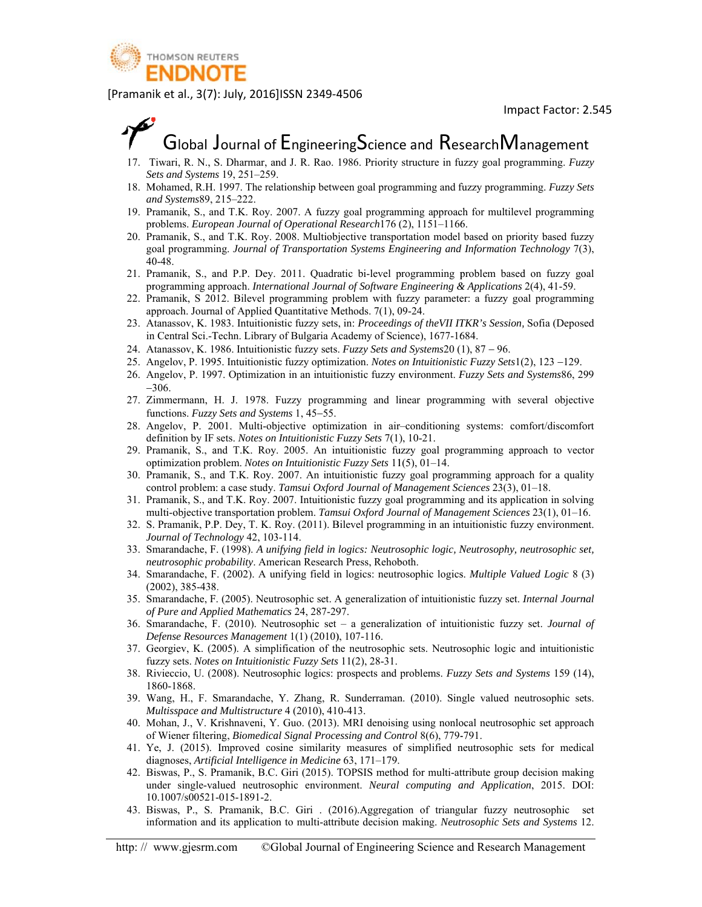17. Tiwari, R. N., S. Dharmar, and J. R. Rao. 1986. Priority structure in fuzzy goal programming. *Fuzzy Sets and Systems* 19, 251–259.
18. Mohamed, R.H. 1997. The relationship between goal programming and fuzzy programming. *Fuzzy Sets and Systems*89, 215–222.
19. Pramanik, S., and T.K. Roy. 2007. A fuzzy goal programming approach for multilevel programming problems. *European Journal of Operational Research*176 (2), 1151–1166.
20. Pramanik, S., and T.K. Roy. 2008. Multiobjective transportation model based on priority based fuzzy goal programming. *Journal of Transportation Systems Engineering and Information Technology* 7(3), 40-48.
21. Pramanik, S., and P.P. Dey. 2011. Quadratic bi-level programming problem based on fuzzy goal programming approach. *International Journal of Software Engineering & Applications* 2(4), 41-59.
22. Pramanik, S 2012. Bilevel programming problem with fuzzy parameter: a fuzzy goal programming approach. Journal of Applied Quantitative Methods. 7(1), 09-24.
23. Atanassov, K. 1983. Intuitionistic fuzzy sets, in: *Proceedings of theVII ITKR's Session,* Sofia (Deposed in Central Sci.-Techn. Library of Bulgaria Academy of Science), 1677-1684.
24. Atanassov, K. 1986. Intuitionistic fuzzy sets. *Fuzzy Sets and Systems*20 (1), 87 – 96.
25. Angelov, P. 1995. Intuitionistic fuzzy optimization. *Notes on Intuitionistic Fuzzy Sets*1(2), 123 –129.
26. Angelov, P. 1997. Optimization in an intuitionistic fuzzy environment. *Fuzzy Sets and Systems*86, 299 –306.
27. Zimmermann, H. J. 1978. Fuzzy programming and linear programming with several objective functions. *Fuzzy Sets and Systems* 1, 45–55.
28. Angelov, P. 2001. Multi-objective optimization in air–conditioning systems: comfort/discomfort definition by IF sets. *Notes on Intuitionistic Fuzzy Sets* 7(1), 10-21.
29. Pramanik, S., and T.K. Roy. 2005. An intuitionistic fuzzy goal programming approach to vector optimization problem. *Notes on Intuitionistic Fuzzy Sets* 11(5), 01–14.
30. Pramanik, S., and T.K. Roy. 2007. An intuitionistic fuzzy goal programming approach for a quality control problem: a case study. *Tamsui Oxford Journal of Management Sciences* 23(3), 01–18.
31. Pramanik, S., and T.K. Roy. 2007. Intuitionistic fuzzy goal programming and its application in solving multi-objective transportation problem. *Tamsui Oxford Journal of Management Sciences* 23(1), 01–16.
32. S. Pramanik, P.P. Dey, T. K. Roy. (2011). Bilevel programming in an intuitionistic fuzzy environment. *Journal of Technology* 42, 103-114.
33. Smarandache, F. (1998). *A unifying field in logics: Neutrosophic logic, Neutrosophy, neutrosophic set, neutrosophic probability*. American Research Press, Rehoboth.
34. Smarandache, F. (2002). A unifying field in logics: neutrosophic logics. *Multiple Valued Logic* 8 (3) (2002), 385-438.
35. Smarandache, F. (2005). Neutrosophic set. A generalization of intuitionistic fuzzy set. *Internal Journal of Pure and Applied Mathematics* 24, 287-297.
36. Smarandache, F. (2010). Neutrosophic set – a generalization of intuitionistic fuzzy set. *Journal of Defense Resources Management* 1(1) (2010), 107-116.
37. Georgiev, K. (2005). A simplification of the neutrosophic sets. Neutrosophic logic and intuitionistic fuzzy sets. *Notes on Intuitionistic Fuzzy Sets* 11(2), 28-31.
38. Rivieccio, U. (2008). Neutrosophic logics: prospects and problems. *Fuzzy Sets and Systems* 159 (14), 1860-1868.
39. Wang, H., F. Smarandache, Y. Zhang, R. Sunderraman. (2010). Single valued neutrosophic sets. *Multisspace and Multistructure* 4 (2010), 410-413.
40. Mohan, J., V. Krishnaveni, Y. Guo. (2013). MRI denoising using nonlocal neutrosophic set approach of Wiener filtering, *Biomedical Signal Processing and Control* 8(6), 779-791.
41. Ye, J. (2015). Improved cosine similarity measures of simplified neutrosophic sets for medical diagnoses, *Artificial Intelligence in Medicine* 63, 171–179.
42. Biswas, P., S. Pramanik, B.C. Giri (2015). TOPSIS method for multi-attribute group decision making under single-valued neutrosophic environment. *Neural computing and Application*, 2015. DOI: 10.1007/s00521-015-1891-2.
43. Biswas, P., S. Pramanik, B.C. Giri . (2016).Aggregation of triangular fuzzy neutrosophic set information and its application to multi-attribute decision making. *Neutrosophic Sets and Systems* 12.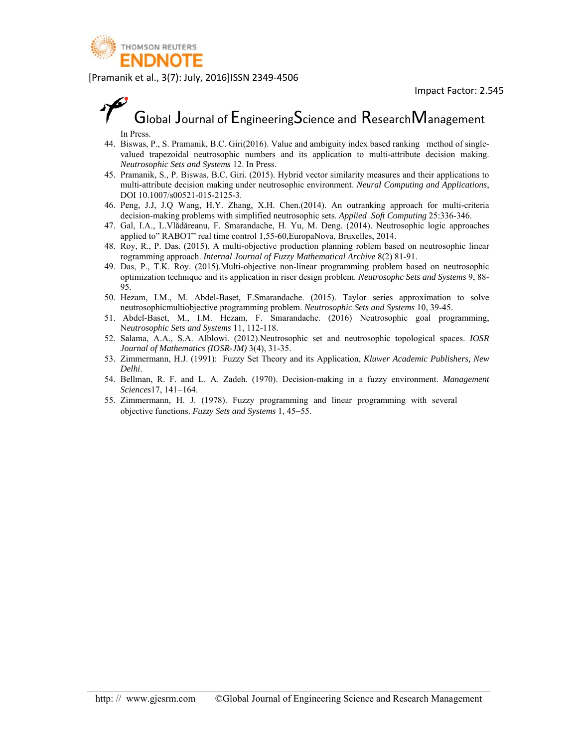In Press.

44. Biswas, P., S. Pramanik, B.C. Giri(2016). Value and ambiguity index based ranking method of single-valued trapezoidal neutrosophic numbers and its application to multi-attribute decision making. *Neutrosophic Sets and Systems* 12. In Press.
45. Pramanik, S., P. Biswas, B.C. Giri. (2015). Hybrid vector similarity measures and their applications to multi-attribute decision making under neutrosophic environment. *Neural Computing and Applications*, DOI 10.1007/s00521-015-2125-3.
46. Peng, J.J, J.Q Wang, H.Y. Zhang, X.H. Chen.(2014). An outranking approach for multi-criteria decision-making problems with simplified neutrosophic sets. *Applied Soft Computing* 25:336-346.
47. Gal, I.A., L.Vlădăreanu, F. Smarandache, H. Yu, M. Deng. (2014). Neutrosophic logic approaches applied to" RABOT" real time control 1,55-60,EuropaNova, Bruxelles, 2014.
48. Roy, R., P. Das. (2015). A multi-objective production planning roblem based on neutrosophic linear rogramming approach. *Internal Journal of Fuzzy Mathematical Archive* 8(2) 81-91.
49. Das, P., T.K. Roy. (2015).Multi-objective non-linear programming problem based on neutrosophic optimization technique and its application in riser design problem. *Neutrosophc Sets and Systems* 9, 88-95.
50. Hezam, I.M., M. Abdel-Baset, F.Smarandache. (2015). Taylor series approximation to solve neutrosophicmultiobjective programming problem. *Neutrosophic Sets and Systems* 10, 39-45.
51. Abdel-Baset, M., I.M. Hezam, F. Smarandache. (2016) Neutrosophic goal programming, N*eutrosophic Sets and Systems* 11, 112-118.
52. Salama, A.A., S.A. Alblowi. (2012).Neutrosophic set and neutrosophic topological spaces. *IOSR Journal of Mathematics (IOSR-JM)* 3(4), 31-35.
53. Zimmermann, H.J. (1991): Fuzzy Set Theory and its Application, *Kluwer Academic Publishers, New Delhi*.
54. Bellman, R. F. and L. A. Zadeh. (1970). Decision-making in a fuzzy environment. *Management Sciences*17, 141–164.
55. Zimmermann, H. J. (1978). Fuzzy programming and linear programming with several objective functions. *Fuzzy Sets and Systems* 1, 45–55.